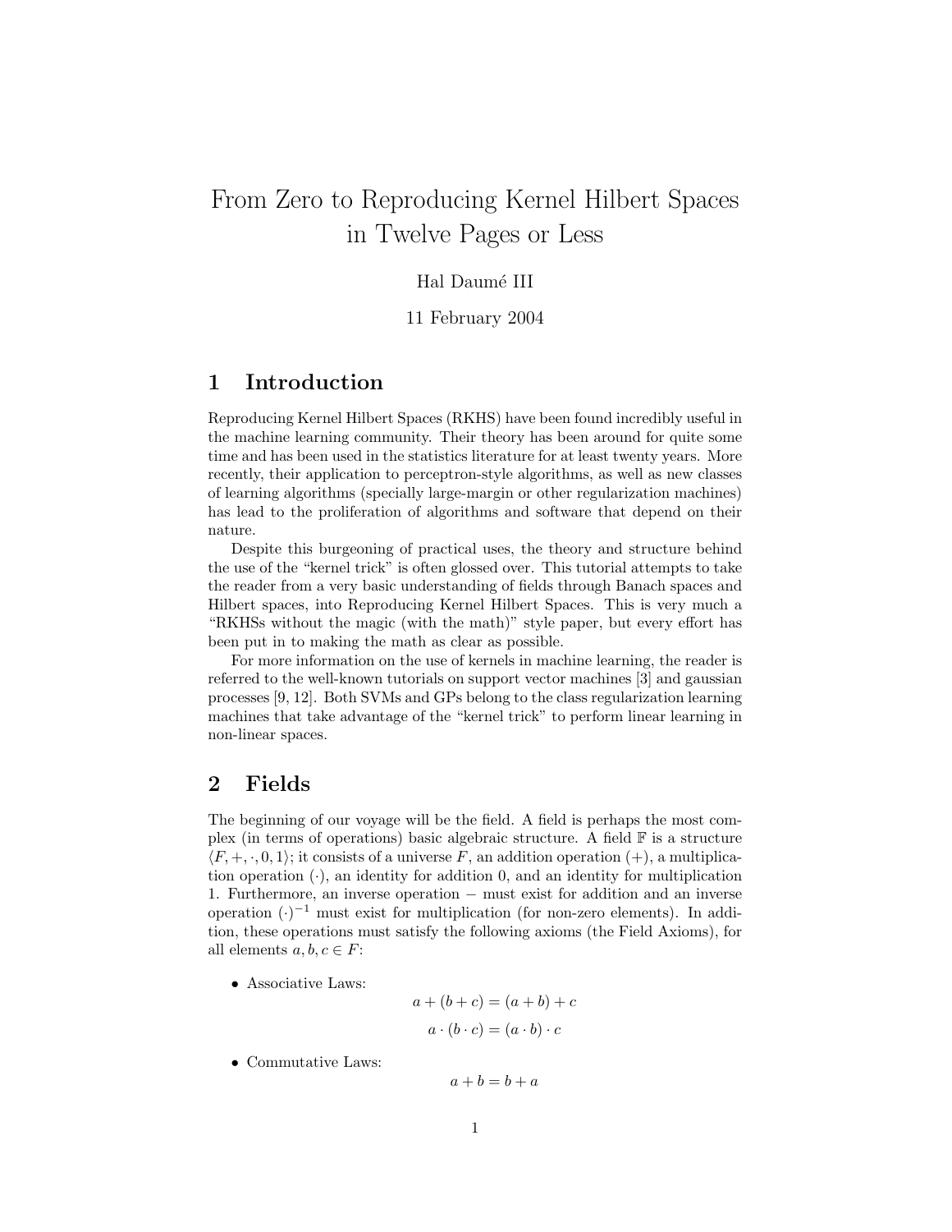# From Zero to Reproducing Kernel Hilbert Spaces in Twelve Pages or Less

Hal Daumé III

11 February 2004

## 1 Introduction

Reproducing Kernel Hilbert Spaces (RKHS) have been found incredibly useful in the machine learning community. Their theory has been around for quite some time and has been used in the statistics literature for at least twenty years. More recently, their application to perceptron-style algorithms, as well as new classes of learning algorithms (specially large-margin or other regularization machines) has lead to the proliferation of algorithms and software that depend on their nature.

Despite this burgeoning of practical uses, the theory and structure behind the use of the "kernel trick" is often glossed over. This tutorial attempts to take the reader from a very basic understanding of fields through Banach spaces and Hilbert spaces, into Reproducing Kernel Hilbert Spaces. This is very much a "RKHSs without the magic (with the math)" style paper, but every effort has been put in to making the math as clear as possible.

For more information on the use of kernels in machine learning, the reader is referred to the well-known tutorials on support vector machines [3] and gaussian processes [9, 12]. Both SVMs and GPs belong to the class regularization learning machines that take advantage of the "kernel trick" to perform linear learning in non-linear spaces.

## 2 Fields

The beginning of our voyage will be the field. A field is perhaps the most complex (in terms of operations) basic algebraic structure. A field $\mathbb{F}$ is a structure $\langle F, +, \cdot, 0, 1 \rangle$; it consists of a universe $F$, an addition operation $(+)$, a multiplication operation $(\cdot)$, an identity for addition 0, and an identity for multiplication 1. Furthermore, an inverse operation $-$ must exist for addition and an inverse operation $(\cdot)^{-1}$ must exist for multiplication (for non-zero elements). In addition, these operations must satisfy the following axioms (the Field Axioms), for all elements $a, b, c \in F$:

- Associative Laws:

$$a + (b + c) = (a + b) + c$$

$$a \cdot (b \cdot c) = (a \cdot b) \cdot c$$

- Commutative Laws:

$$a + b = b + a$$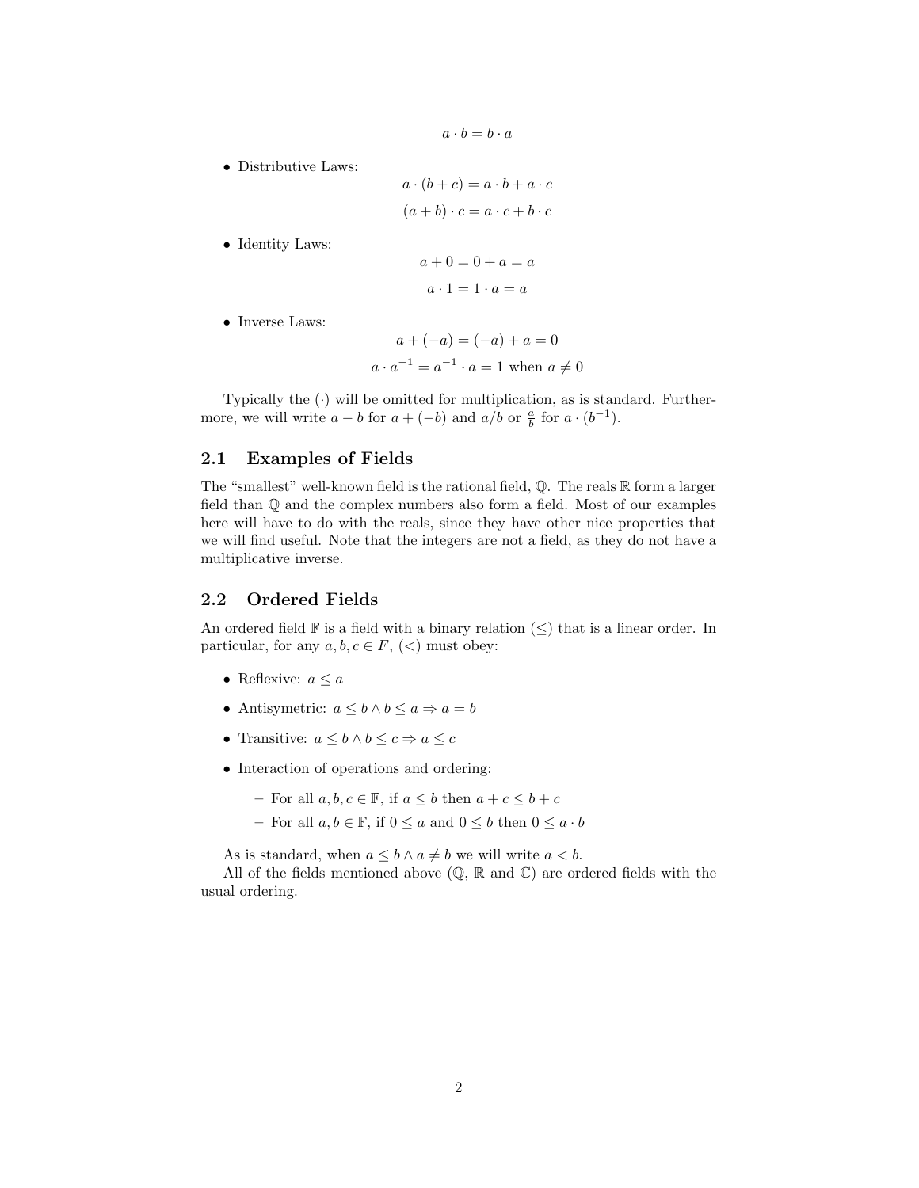$$a \cdot b = b \cdot a$$

- Distributive Laws:

$$a \cdot (b + c) = a \cdot b + a \cdot c$$

$$(a + b) \cdot c = a \cdot c + b \cdot c$$

- Identity Laws:

$$a + 0 = 0 + a = a$$

$$a \cdot 1 = 1 \cdot a = a$$

- Inverse Laws:

$$a + (-a) = (-a) + a = 0$$

$$a \cdot a^{-1} = a^{-1} \cdot a = 1 \text{ when } a \neq 0$$

Typically the $(\cdot)$ will be omitted for multiplication, as is standard. Furthermore, we will write $a - b$ for $a + (-b)$ and $a/b$ or $\frac{a}{b}$ for $a \cdot (b^{-1})$.

## 2.1 Examples of Fields

The "smallest" well-known field is the rational field, $\mathbb{Q}$. The reals $\mathbb{R}$ form a larger field than $\mathbb{Q}$ and the complex numbers also form a field. Most of our examples here will have to do with the reals, since they have other nice properties that we will find useful. Note that the integers are not a field, as they do not have a multiplicative inverse.

## 2.2 Ordered Fields

An ordered field $\mathbb{F}$ is a field with a binary relation $(\leq)$ that is a linear order. In particular, for any $a, b, c \in F$, $(<)$ must obey:

- Reflexive: $a \leq a$
- Antisymetric: $a \leq b \wedge b \leq a \Rightarrow a = b$
- Transitive: $a \leq b \wedge b \leq c \Rightarrow a \leq c$
- Interaction of operations and ordering:
  - For all $a, b, c \in \mathbb{F}$, if $a \leq b$ then $a + c \leq b + c$
  - For all $a, b \in \mathbb{F}$, if $0 \leq a$ and $0 \leq b$ then $0 \leq a \cdot b$

As is standard, when $a \leq b \wedge a \neq b$ we will write $a < b$.

All of the fields mentioned above ($\mathbb{Q}$, $\mathbb{R}$ and $\mathbb{C}$) are ordered fields with the usual ordering.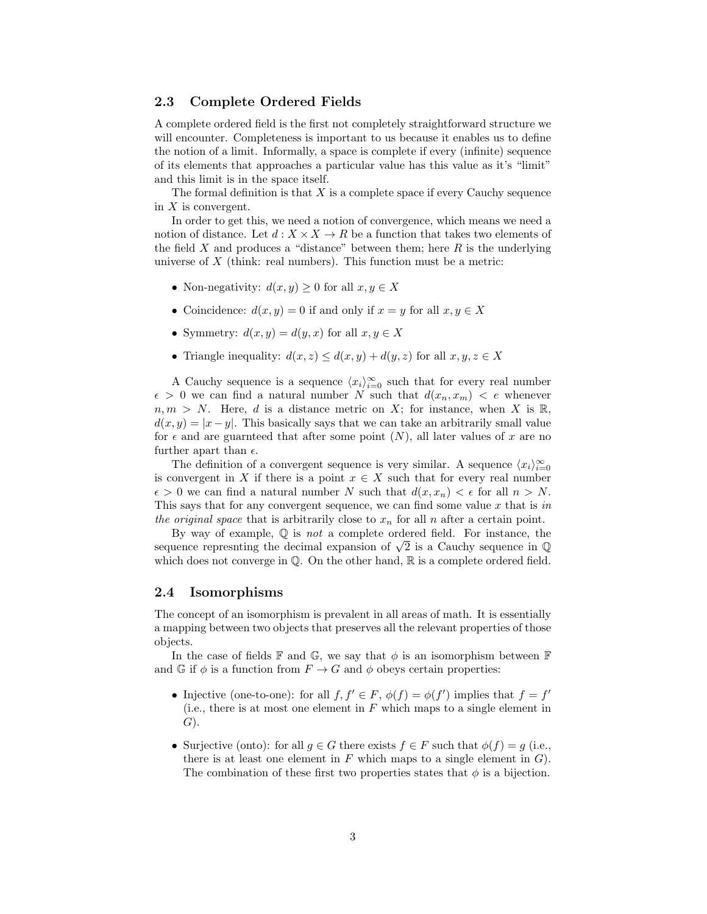## 2.3 Complete Ordered Fields

A complete ordered field is the first not completely straightforward structure we will encounter. Completeness is important to us because it enables us to define the notion of a limit. Informally, a space is complete if every (infinite) sequence of its elements that approaches a particular value has this value as it's "limit" and this limit is in the space itself.

The formal definition is that $X$ is a complete space if every Cauchy sequence in $X$ is convergent.

In order to get this, we need a notion of convergence, which means we need a notion of distance. Let $d : X \times X \rightarrow R$ be a function that takes two elements of the field $X$ and produces a "distance" between them; here $R$ is the underlying universe of $X$ (think: real numbers). This function must be a metric:

- Non-negativity: $d(x, y) \geq 0$ for all $x, y \in X$
- Coincidence: $d(x, y) = 0$ if and only if $x = y$ for all $x, y \in X$
- Symmetry: $d(x, y) = d(y, x)$ for all $x, y \in X$
- Triangle inequality: $d(x, z) \leq d(x, y) + d(y, z)$ for all $x, y, z \in X$

A Cauchy sequence is a sequence $\langle x_i \rangle_{i=0}^{\infty}$ such that for every real number $\epsilon > 0$ we can find a natural number $N$ such that $d(x_n, x_m) < e$ whenever $n, m > N$. Here, $d$ is a distance metric on $X$; for instance, when $X$ is $\mathbb{R}$, $d(x, y) = |x - y|$. This basically says that we can take an arbitrarily small value for $\epsilon$ and are guarnteed that after some point ($N$), all later values of $x$ are no further apart than $\epsilon$.

The definition of a convergent sequence is very similar. A sequence $\langle x_i \rangle_{i=0}^{\infty}$ is convergent in $X$ if there is a point $x \in X$ such that for every real number $\epsilon > 0$ we can find a natural number $N$ such that $d(x, x_n) < \epsilon$ for all $n > N$. This says that for any convergent sequence, we can find some value $x$ that is *in the original space* that is arbitrarily close to $x_n$ for all $n$ after a certain point.

By way of example, $\mathbb{Q}$ is *not* a complete ordered field. For instance, the sequence represnting the decimal expansion of $\sqrt{2}$ is a Cauchy sequence in $\mathbb{Q}$ which does not converge in $\mathbb{Q}$. On the other hand, $\mathbb{R}$ is a complete ordered field.

## 2.4 Isomorphisms

The concept of an isomorphism is prevalent in all areas of math. It is essentially a mapping between two objects that preserves all the relevant properties of those objects.

In the case of fields $\mathbb{F}$ and $\mathbb{G}$, we say that $\phi$ is an isomorphism between $\mathbb{F}$ and $\mathbb{G}$ if $\phi$ is a function from $F \rightarrow G$ and $\phi$ obeys certain properties:

- Injective (one-to-one): for all $f, f' \in F$, $\phi(f) = \phi(f')$ implies that $f = f'$ (i.e., there is at most one element in $F$ which maps to a single element in $G$).
- Surjective (onto): for all $g \in G$ there exists $f \in F$ such that $\phi(f) = g$ (i.e., there is at least one element in $F$ which maps to a single element in $G$). The combination of these first two properties states that $\phi$ is a bijection.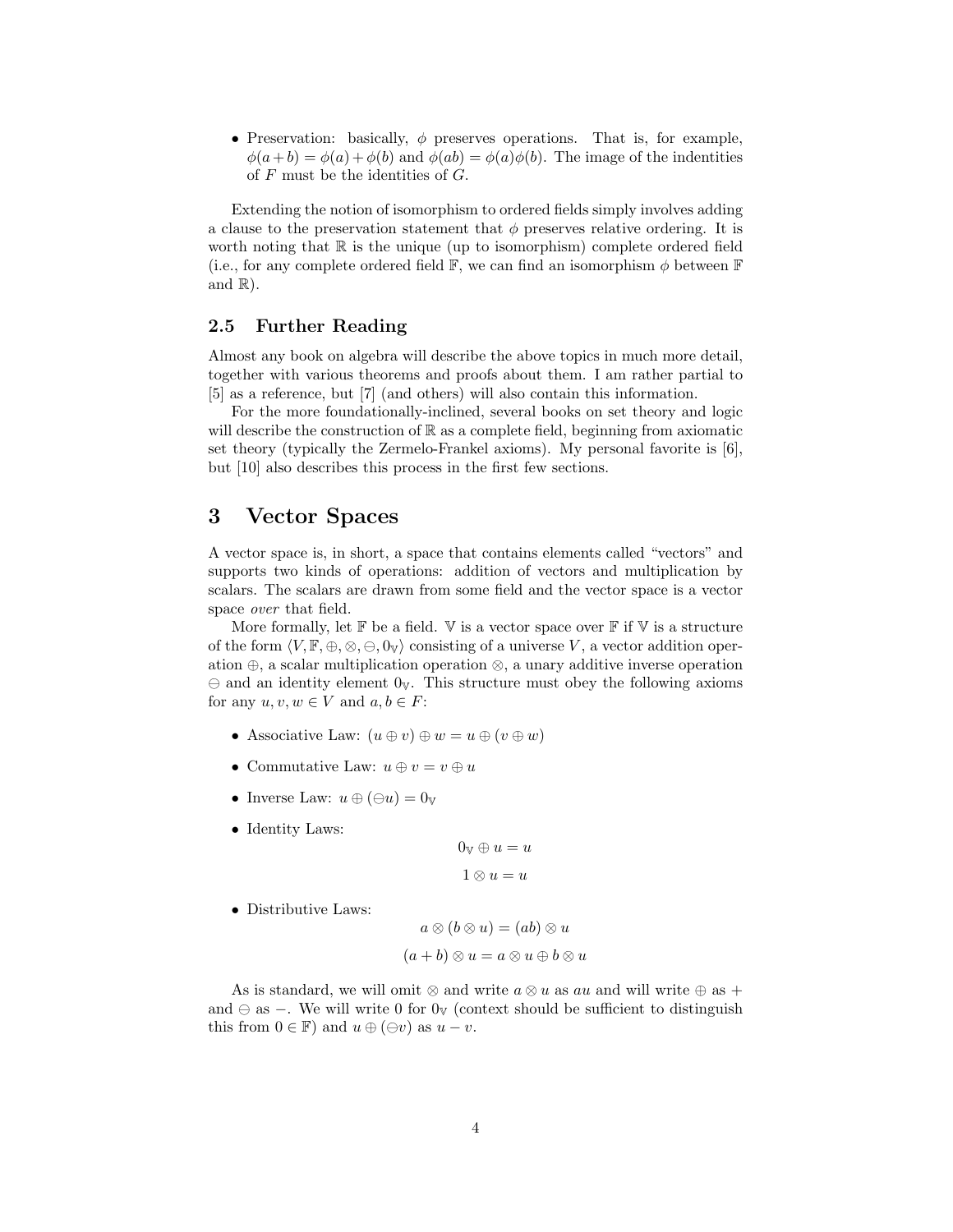- Preservation: basically, $\phi$ preserves operations. That is, for example, $\phi(a+b) = \phi(a) + \phi(b)$ and $\phi(ab) = \phi(a)\phi(b)$. The image of the indentities of $F$ must be the identities of $G$.

Extending the notion of isomorphism to ordered fields simply involves adding a clause to the preservation statement that $\phi$ preserves relative ordering. It is worth noting that $\mathbb{R}$ is the unique (up to isomorphism) complete ordered field (i.e., for any complete ordered field $\mathbb{F}$, we can find an isomorphism $\phi$ between $\mathbb{F}$ and $\mathbb{R}$).

### 2.5 Further Reading

Almost any book on algebra will describe the above topics in much more detail, together with various theorems and proofs about them. I am rather partial to [5] as a reference, but [7] (and others) will also contain this information.

For the more foundationally-inclined, several books on set theory and logic will describe the construction of $\mathbb{R}$ as a complete field, beginning from axiomatic set theory (typically the Zermelo-Frankel axioms). My personal favorite is [6], but [10] also describes this process in the first few sections.

## 3 Vector Spaces

A vector space is, in short, a space that contains elements called "vectors" and supports two kinds of operations: addition of vectors and multiplication by scalars. The scalars are drawn from some field and the vector space is a vector space *over* that field.

More formally, let $\mathbb{F}$ be a field. $\mathbb{V}$ is a vector space over $\mathbb{F}$ if $\mathbb{V}$ is a structure of the form $\langle V, \mathbb{F}, \oplus, \otimes, \ominus, 0_{\mathbb{V}} \rangle$ consisting of a universe $V$, a vector addition operation $\oplus$, a scalar multiplication operation $\otimes$, a unary additive inverse operation $\ominus$ and an identity element $0_{\mathbb{V}}$. This structure must obey the following axioms for any $u, v, w \in V$ and $a, b \in F$:

- Associative Law: $(u \oplus v) \oplus w = u \oplus (v \oplus w)$
- Commutative Law: $u \oplus v = v \oplus u$
- Inverse Law: $u \oplus (\ominus u) = 0_{\mathbb{V}}$
- Identity Laws:

$$0_{\mathbb{V}} \oplus u = u$$

$$1 \otimes u = u$$

- Distributive Laws:

$$a \otimes (b \otimes u) = (ab) \otimes u$$

$$(a + b) \otimes u = a \otimes u \oplus b \otimes u$$

As is standard, we will omit $\otimes$ and write $a \otimes u$ as $au$ and will write $\oplus$ as $+$ and $\ominus$ as $-$. We will write 0 for $0_{\mathbb{V}}$ (context should be sufficient to distinguish this from $0 \in \mathbb{F}$) and $u \oplus (\ominus v)$ as $u - v$.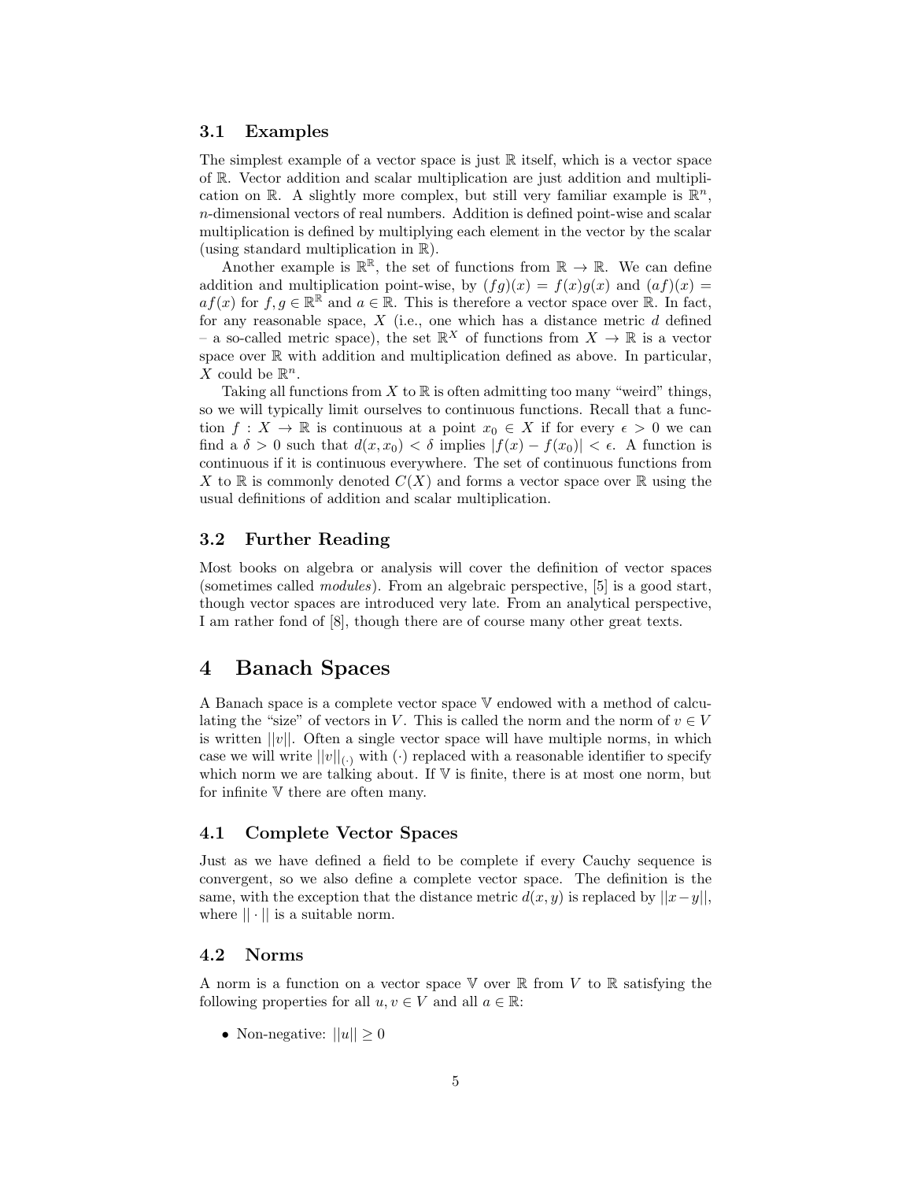### 3.1 Examples

The simplest example of a vector space is just $\mathbb{R}$ itself, which is a vector space of $\mathbb{R}$. Vector addition and scalar multiplication are just addition and multiplication on $\mathbb{R}$. A slightly more complex, but still very familiar example is $\mathbb{R}^n$, $n$-dimensional vectors of real numbers. Addition is defined point-wise and scalar multiplication is defined by multiplying each element in the vector by the scalar (using standard multiplication in $\mathbb{R}$).

Another example is $\mathbb{R}^{\mathbb{R}}$, the set of functions from $\mathbb{R} \to \mathbb{R}$. We can define addition and multiplication point-wise, by $(fg)(x) = f(x)g(x)$ and $(af)(x) = af(x)$ for $f, g \in \mathbb{R}^{\mathbb{R}}$ and $a \in \mathbb{R}$. This is therefore a vector space over $\mathbb{R}$. In fact, for any reasonable space, $X$ (i.e., one which has a distance metric $d$ defined – a so-called metric space), the set $\mathbb{R}^X$ of functions from $X \to \mathbb{R}$ is a vector space over $\mathbb{R}$ with addition and multiplication defined as above. In particular, $X$ could be $\mathbb{R}^n$.

Taking all functions from $X$ to $\mathbb{R}$ is often admitting too many "weird" things, so we will typically limit ourselves to continuous functions. Recall that a function $f : X \to \mathbb{R}$ is continuous at a point $x_0 \in X$ if for every $\epsilon > 0$ we can find a $\delta > 0$ such that $d(x, x_0) < \delta$ implies $|f(x) - f(x_0)| < \epsilon$. A function is continuous if it is continuous everywhere. The set of continuous functions from $X$ to $\mathbb{R}$ is commonly denoted $C(X)$ and forms a vector space over $\mathbb{R}$ using the usual definitions of addition and scalar multiplication.

### 3.2 Further Reading

Most books on algebra or analysis will cover the definition of vector spaces (sometimes called *modules*). From an algebraic perspective, [5] is a good start, though vector spaces are introduced very late. From an analytical perspective, I am rather fond of [8], though there are of course many other great texts.

## 4 Banach Spaces

A Banach space is a complete vector space $\mathbb{V}$ endowed with a method of calculating the "size" of vectors in $V$. This is called the norm and the norm of $v \in V$ is written $||v||$. Often a single vector space will have multiple norms, in which case we will write $||v||_{(\cdot)}$ with $(\cdot)$ replaced with a reasonable identifier to specify which norm we are talking about. If $\mathbb{V}$ is finite, there is at most one norm, but for infinite $\mathbb{V}$ there are often many.

### 4.1 Complete Vector Spaces

Just as we have defined a field to be complete if every Cauchy sequence is convergent, so we also define a complete vector space. The definition is the same, with the exception that the distance metric $d(x, y)$ is replaced by $||x-y||$, where $|| \cdot ||$ is a suitable norm.

### 4.2 Norms

A norm is a function on a vector space $\mathbb{V}$ over $\mathbb{R}$ from $V$ to $\mathbb{R}$ satisfying the following properties for all $u, v \in V$ and all $a \in \mathbb{R}$:

- Non-negative: $||u|| \geq 0$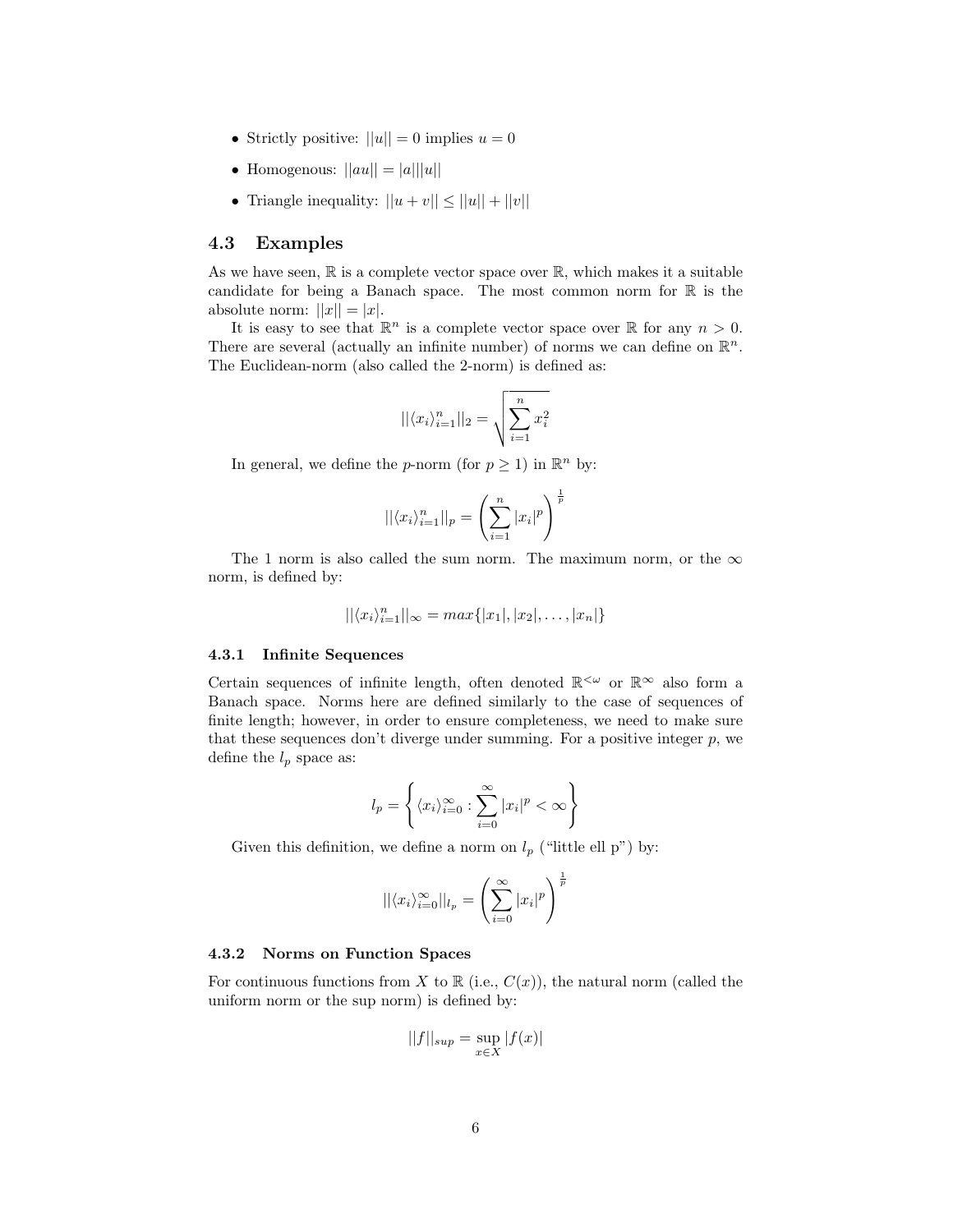- Strictly positive: $||u|| = 0$ implies $u = 0$
- Homogenous: $||au|| = |a|||u||$
- Triangle inequality: $||u + v|| \leq ||u|| + ||v||$

## 4.3 Examples

As we have seen, $\mathbb{R}$ is a complete vector space over $\mathbb{R}$, which makes it a suitable candidate for being a Banach space. The most common norm for $\mathbb{R}$ is the absolute norm: $||x|| = |x|$.

It is easy to see that $\mathbb{R}^n$ is a complete vector space over $\mathbb{R}$ for any $n > 0$. There are several (actually an infinite number) of norms we can define on $\mathbb{R}^n$. The Euclidean-norm (also called the 2-norm) is defined as:

$$||\langle x_i \rangle_{i=1}^n||_2 = \sqrt{\sum_{i=1}^n x_i^2}$$

In general, we define the $p$-norm (for $p \geq 1$) in $\mathbb{R}^n$ by:

$$||\langle x_i \rangle_{i=1}^n||_p = \left( \sum_{i=1}^n |x_i|^p \right)^{\frac{1}{p}}$$

The 1 norm is also called the sum norm. The maximum norm, or the $\infty$ norm, is defined by:

$$||\langle x_i \rangle_{i=1}^n||_\infty = max\{|x_1|, |x_2|, \ldots, |x_n|\}$$

### 4.3.1 Infinite Sequences

Certain sequences of infinite length, often denoted $\mathbb{R}^{<\omega}$ or $\mathbb{R}^\infty$ also form a Banach space. Norms here are defined similarly to the case of sequences of finite length; however, in order to ensure completeness, we need to make sure that these sequences don't diverge under summing. For a positive integer $p$, we define the $l_p$ space as:

$$l_p = \left\{ \langle x_i \rangle_{i=0}^\infty : \sum_{i=0}^\infty |x_i|^p < \infty \right\}$$

Given this definition, we define a norm on $l_p$ ("little ell p") by:

$$||\langle x_i \rangle_{i=0}^\infty||_{l_p} = \left( \sum_{i=0}^\infty |x_i|^p \right)^{\frac{1}{p}}$$

### 4.3.2 Norms on Function Spaces

For continuous functions from $X$ to $\mathbb{R}$ (i.e., $C(x)$), the natural norm (called the uniform norm or the sup norm) is defined by:

$$||f||_{sup} = \sup_{x \in X} |f(x)|$$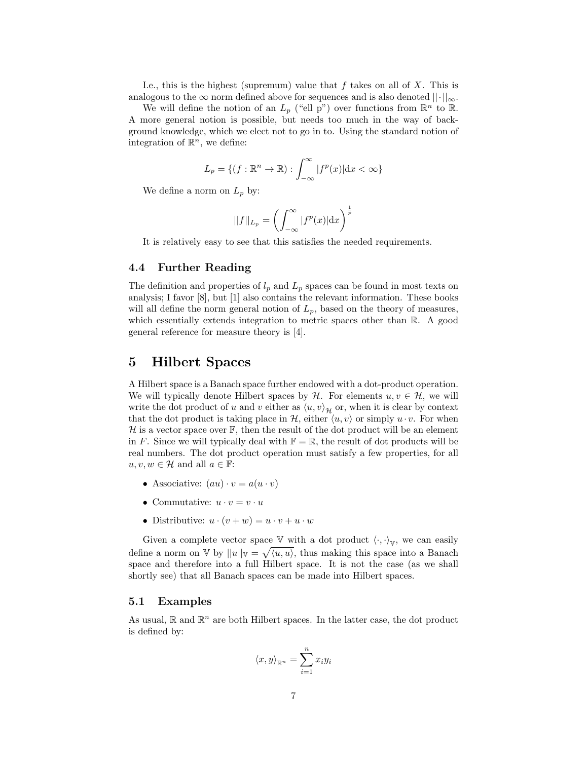I.e., this is the highest (supremum) value that $f$ takes on all of $X$. This is analogous to the $\infty$ norm defined above for sequences and is also denoted $||\cdot||_\infty$.

We will define the notion of an $L_p$ ("ell p") over functions from $\mathbb{R}^n$ to $\mathbb{R}$. A more general notion is possible, but needs too much in the way of background knowledge, which we elect not to go in to. Using the standard notion of integration of $\mathbb{R}^n$, we define:

$$L_p = \{(f : \mathbb{R}^n \to \mathbb{R}) : \int_{-\infty}^{\infty} |f^p(x)|\mathrm{d}x < \infty\}$$

We define a norm on $L_p$ by:

$$||f||_{L_p} = \left(\int_{-\infty}^{\infty} |f^p(x)|\mathrm{d}x\right)^{\frac{1}{p}}$$

It is relatively easy to see that this satisfies the needed requirements.

### 4.4 Further Reading

The definition and properties of $l_p$ and $L_p$ spaces can be found in most texts on analysis; I favor [8], but [1] also contains the relevant information. These books will all define the norm general notion of $L_p$, based on the theory of measures, which essentially extends integration to metric spaces other than $\mathbb{R}$. A good general reference for measure theory is [4].

## 5 Hilbert Spaces

A Hilbert space is a Banach space further endowed with a dot-product operation. We will typically denote Hilbert spaces by $\mathcal{H}$. For elements $u, v \in \mathcal{H}$, we will write the dot product of $u$ and $v$ either as $\langle u, v\rangle_{\mathcal{H}}$ or, when it is clear by context that the dot product is taking place in $\mathcal{H}$, either $\langle u, v\rangle$ or simply $u \cdot v$. For when $\mathcal{H}$ is a vector space over $\mathbb{F}$, then the result of the dot product will be an element in $F$. Since we will typically deal with $\mathbb{F} = \mathbb{R}$, the result of dot products will be real numbers. The dot product operation must satisfy a few properties, for all $u, v, w \in \mathcal{H}$ and all $a \in \mathbb{F}$:

- Associative: $(au) \cdot v = a(u \cdot v)$
- Commutative: $u \cdot v = v \cdot u$
- Distributive: $u \cdot (v + w) = u \cdot v + u \cdot w$

Given a complete vector space $\mathbb{V}$ with a dot product $\langle\cdot,\cdot\rangle_{\mathbb{V}}$, we can easily define a norm on $\mathbb{V}$ by $||u||_{\mathbb{V}} = \sqrt{\langle u, u\rangle}$, thus making this space into a Banach space and therefore into a full Hilbert space. It is not the case (as we shall shortly see) that all Banach spaces can be made into Hilbert spaces.

### 5.1 Examples

As usual, $\mathbb{R}$ and $\mathbb{R}^n$ are both Hilbert spaces. In the latter case, the dot product is defined by:

$$\langle x, y\rangle_{\mathbb{R}^n} = \sum_{i=1}^{n} x_i y_i$$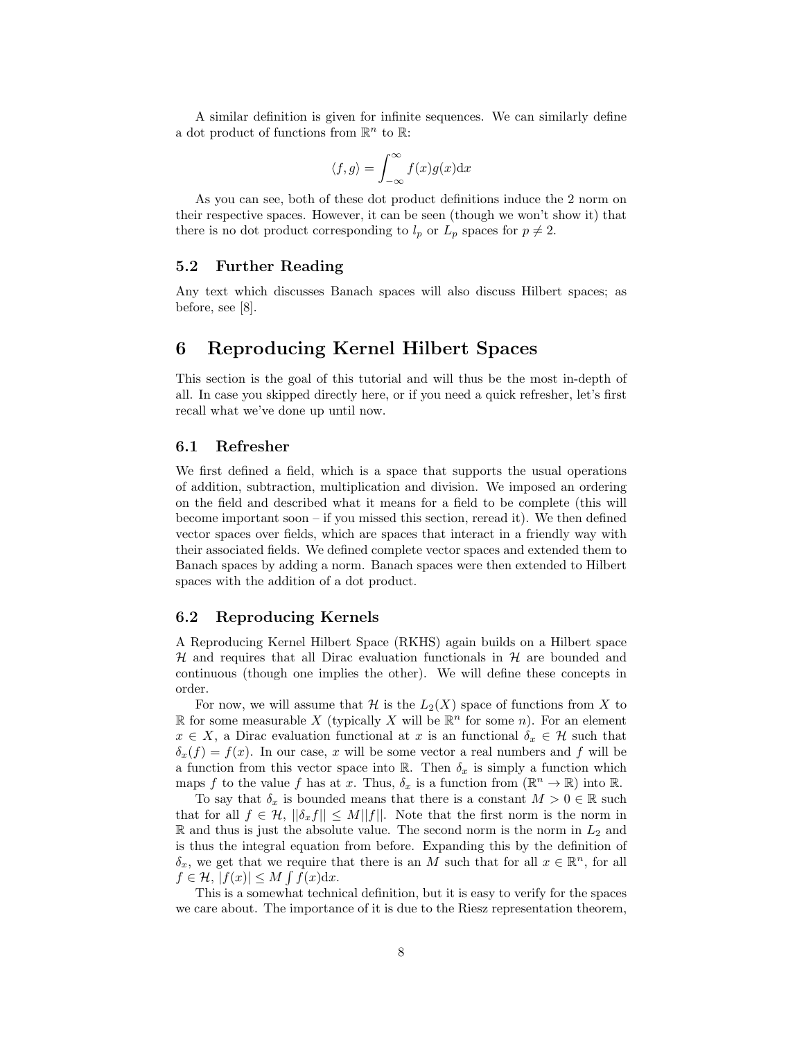A similar definition is given for infinite sequences. We can similarly define a dot product of functions from $\mathbb{R}^n$ to $\mathbb{R}$:

$$\langle f, g \rangle = \int_{-\infty}^{\infty} f(x)g(x)\mathrm{d}x$$

As you can see, both of these dot product definitions induce the 2 norm on their respective spaces. However, it can be seen (though we won't show it) that there is no dot product corresponding to $l_p$ or $L_p$ spaces for $p \neq 2$.

### 5.2 Further Reading

Any text which discusses Banach spaces will also discuss Hilbert spaces; as before, see [8].

## 6 Reproducing Kernel Hilbert Spaces

This section is the goal of this tutorial and will thus be the most in-depth of all. In case you skipped directly here, or if you need a quick refresher, let's first recall what we've done up until now.

### 6.1 Refresher

We first defined a field, which is a space that supports the usual operations of addition, subtraction, multiplication and division. We imposed an ordering on the field and described what it means for a field to be complete (this will become important soon – if you missed this section, reread it). We then defined vector spaces over fields, which are spaces that interact in a friendly way with their associated fields. We defined complete vector spaces and extended them to Banach spaces by adding a norm. Banach spaces were then extended to Hilbert spaces with the addition of a dot product.

### 6.2 Reproducing Kernels

A Reproducing Kernel Hilbert Space (RKHS) again builds on a Hilbert space $\mathcal{H}$ and requires that all Dirac evaluation functionals in $\mathcal{H}$ are bounded and continuous (though one implies the other). We will define these concepts in order.

For now, we will assume that $\mathcal{H}$ is the $L_2(X)$ space of functions from $X$ to $\mathbb{R}$ for some measurable $X$ (typically $X$ will be $\mathbb{R}^n$ for some $n$). For an element $x \in X$, a Dirac evaluation functional at $x$ is an functional $\delta_x \in \mathcal{H}$ such that $\delta_x(f) = f(x)$. In our case, $x$ will be some vector a real numbers and $f$ will be a function from this vector space into $\mathbb{R}$. Then $\delta_x$ is simply a function which maps $f$ to the value $f$ has at $x$. Thus, $\delta_x$ is a function from $(\mathbb{R}^n \to \mathbb{R})$ into $\mathbb{R}$.

To say that $\delta_x$ is bounded means that there is a constant $M > 0 \in \mathbb{R}$ such that for all $f \in \mathcal{H}$, $||\delta_x f|| \leq M||f||$. Note that the first norm is the norm in $\mathbb{R}$ and thus is just the absolute value. The second norm is the norm in $L_2$ and is thus the integral equation from before. Expanding this by the definition of $\delta_x$, we get that we require that there is an $M$ such that for all $x \in \mathbb{R}^n$, for all $f \in \mathcal{H}$, $|f(x)| \leq M \int f(x)\mathrm{d}x$.

This is a somewhat technical definition, but it is easy to verify for the spaces we care about. The importance of it is due to the Riesz representation theorem,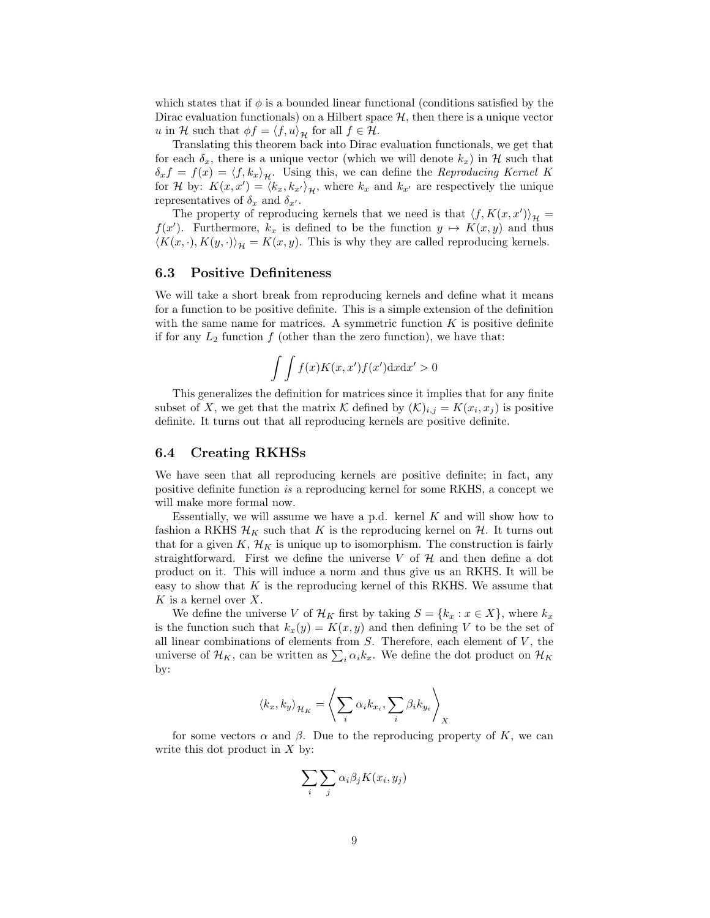which states that if $\phi$ is a bounded linear functional (conditions satisfied by the Dirac evaluation functionals) on a Hilbert space $\mathcal{H}$, then there is a unique vector $u$ in $\mathcal{H}$ such that $\phi f = \langle f, u \rangle_{\mathcal{H}}$ for all $f \in \mathcal{H}$.

Translating this theorem back into Dirac evaluation functionals, we get that for each $\delta_x$, there is a unique vector (which we will denote $k_x$) in $\mathcal{H}$ such that $\delta_x f = f(x) = \langle f, k_x \rangle_{\mathcal{H}}$. Using this, we can define the *Reproducing Kernel* $K$ for $\mathcal{H}$ by: $K(x, x') = \langle k_x, k_{x'} \rangle_{\mathcal{H}}$, where $k_x$ and $k_{x'}$ are respectively the unique representatives of $\delta_x$ and $\delta_{x'}$.

The property of reproducing kernels that we need is that $\langle f, K(x, x') \rangle_{\mathcal{H}} = f(x')$. Furthermore, $k_x$ is defined to be the function $y \mapsto K(x, y)$ and thus $\langle K(x, \cdot), K(y, \cdot) \rangle_{\mathcal{H}} = K(x, y)$. This is why they are called reproducing kernels.

## 6.3 Positive Definiteness

We will take a short break from reproducing kernels and define what it means for a function to be positive definite. This is a simple extension of the definition with the same name for matrices. A symmetric function $K$ is positive definite if for any $L_2$ function $f$ (other than the zero function), we have that:

$$\int \int f(x) K(x, x') f(x') \mathrm{d}x \mathrm{d}x' > 0$$

This generalizes the definition for matrices since it implies that for any finite subset of $X$, we get that the matrix $\mathcal{K}$ defined by $(\mathcal{K})_{i,j} = K(x_i, x_j)$ is positive definite. It turns out that all reproducing kernels are positive definite.

## 6.4 Creating RKHSs

We have seen that all reproducing kernels are positive definite; in fact, any positive definite function *is* a reproducing kernel for some RKHS, a concept we will make more formal now.

Essentially, we will assume we have a p.d. kernel $K$ and will show how to fashion a RKHS $\mathcal{H}_K$ such that $K$ is the reproducing kernel on $\mathcal{H}$. It turns out that for a given $K$, $\mathcal{H}_K$ is unique up to isomorphism. The construction is fairly straightforward. First we define the universe $V$ of $\mathcal{H}$ and then define a dot product on it. This will induce a norm and thus give us an RKHS. It will be easy to show that $K$ is the reproducing kernel of this RKHS. We assume that $K$ is a kernel over $X$.

We define the universe $V$ of $\mathcal{H}_K$ first by taking $S = \{k_x : x \in X\}$, where $k_x$ is the function such that $k_x(y) = K(x, y)$ and then defining $V$ to be the set of all linear combinations of elements from $S$. Therefore, each element of $V$, the universe of $\mathcal{H}_K$, can be written as $\sum_i \alpha_i k_x$. We define the dot product on $\mathcal{H}_K$ by:

$$\langle k_x, k_y \rangle_{\mathcal{H}_K} = \left\langle \sum_i \alpha_i k_{x_i}, \sum_i \beta_i k_{y_i} \right\rangle_X$$

for some vectors $\alpha$ and $\beta$. Due to the reproducing property of $K$, we can write this dot product in $X$ by:

$$\sum_i \sum_j \alpha_i \beta_j K(x_i, y_j)$$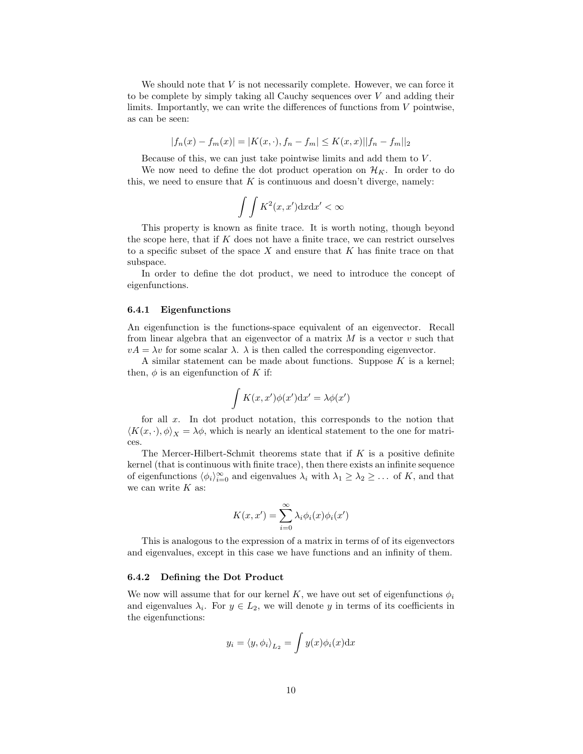We should note that $V$ is not necessarily complete. However, we can force it to be complete by simply taking all Cauchy sequences over $V$ and adding their limits. Importantly, we can write the differences of functions from $V$ pointwise, as can be seen:

$$|f_n(x) - f_m(x)| = |K(x, \cdot), f_n - f_m| \leq K(x, x)||f_n - f_m||_2$$

Because of this, we can just take pointwise limits and add them to $V$.

We now need to define the dot product operation on $\mathcal{H}_K$. In order to do this, we need to ensure that $K$ is continuous and doesn't diverge, namely:

$$\int \int K^2(x, x')\mathrm{d}x\mathrm{d}x' < \infty$$

This property is known as finite trace. It is worth noting, though beyond the scope here, that if $K$ does not have a finite trace, we can restrict ourselves to a specific subset of the space $X$ and ensure that $K$ has finite trace on that subspace.

In order to define the dot product, we need to introduce the concept of eigenfunctions.

### 6.4.1 Eigenfunctions

An eigenfunction is the functions-space equivalent of an eigenvector. Recall from linear algebra that an eigenvector of a matrix $M$ is a vector $v$ such that $vA = \lambda v$ for some scalar $\lambda$. $\lambda$ is then called the corresponding eigenvector.

A similar statement can be made about functions. Suppose $K$ is a kernel; then, $\phi$ is an eigenfunction of $K$ if:

$$\int K(x, x')\phi(x')\mathrm{d}x' = \lambda\phi(x')$$

for all $x$. In dot product notation, this corresponds to the notion that $\langle K(x, \cdot), \phi \rangle_X = \lambda\phi$, which is nearly an identical statement to the one for matrices.

The Mercer-Hilbert-Schmit theorems state that if $K$ is a positive definite kernel (that is continuous with finite trace), then there exists an infinite sequence of eigenfunctions $\langle \phi_i \rangle_{i=0}^{\infty}$ and eigenvalues $\lambda_i$ with $\lambda_1 \geq \lambda_2 \geq \ldots$ of $K$, and that we can write $K$ as:

$$K(x, x') = \sum_{i=0}^{\infty} \lambda_i \phi_i(x)\phi_i(x')$$

This is analogous to the expression of a matrix in terms of of its eigenvectors and eigenvalues, except in this case we have functions and an infinity of them.

### 6.4.2 Defining the Dot Product

We now will assume that for our kernel $K$, we have out set of eigenfunctions $\phi_i$ and eigenvalues $\lambda_i$. For $y \in L_2$, we will denote $y$ in terms of its coefficients in the eigenfunctions:

$$y_i = \langle y, \phi_i \rangle_{L_2} = \int y(x)\phi_i(x)\mathrm{d}x$$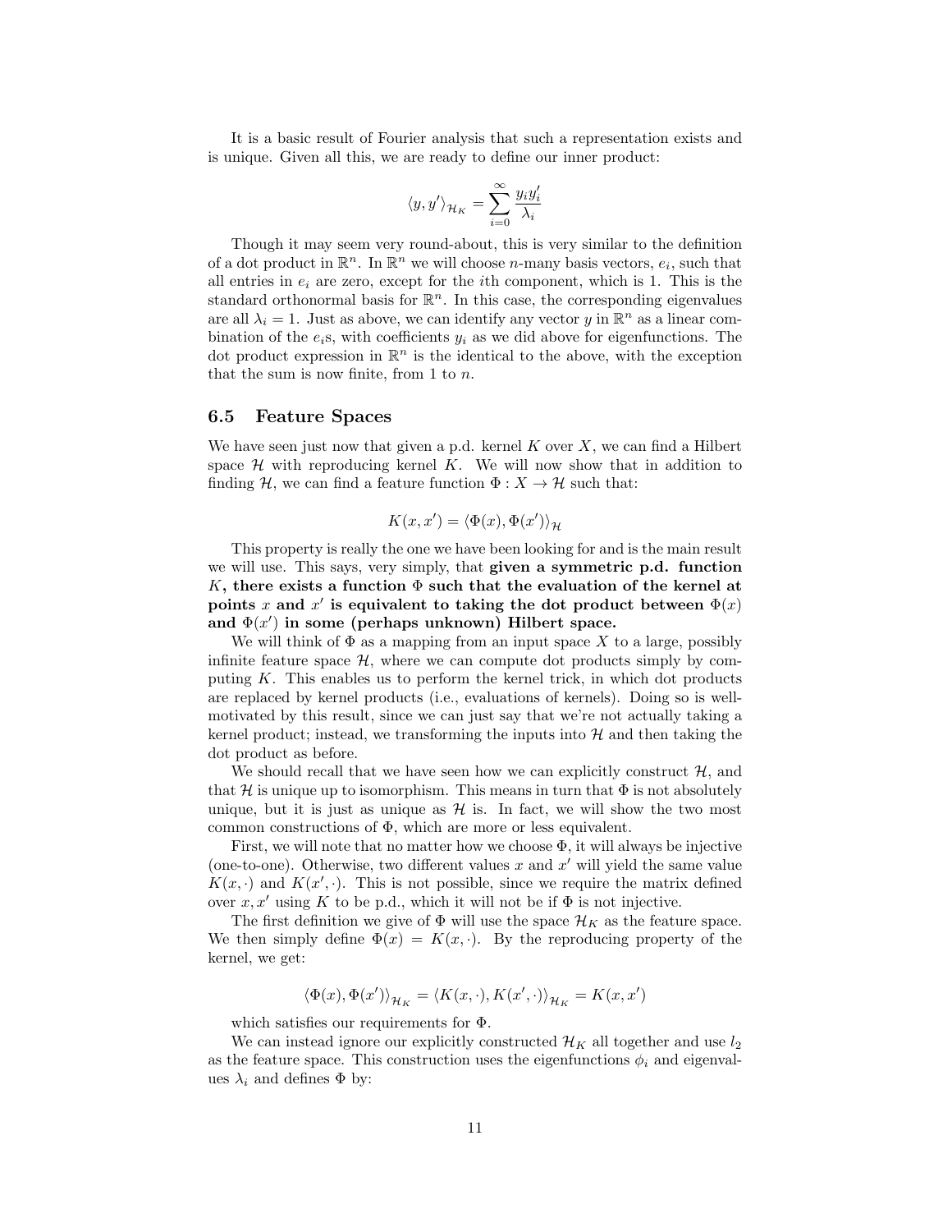It is a basic result of Fourier analysis that such a representation exists and is unique. Given all this, we are ready to define our inner product:

$$\langle y, y' \rangle_{\mathcal{H}_K} = \sum_{i=0}^{\infty} \frac{y_i y'_i}{\lambda_i}$$

Though it may seem very round-about, this is very similar to the definition of a dot product in $\mathbb{R}^n$. In $\mathbb{R}^n$ we will choose $n$-many basis vectors, $e_i$, such that all entries in $e_i$ are zero, except for the $i$th component, which is 1. This is the standard orthonormal basis for $\mathbb{R}^n$. In this case, the corresponding eigenvalues are all $\lambda_i = 1$. Just as above, we can identify any vector $y$ in $\mathbb{R}^n$ as a linear combination of the $e_i$s, with coefficients $y_i$ as we did above for eigenfunctions. The dot product expression in $\mathbb{R}^n$ is the identical to the above, with the exception that the sum is now finite, from 1 to $n$.

## 6.5 Feature Spaces

We have seen just now that given a p.d. kernel $K$ over $X$, we can find a Hilbert space $\mathcal{H}$ with reproducing kernel $K$. We will now show that in addition to finding $\mathcal{H}$, we can find a feature function $\Phi : X \to \mathcal{H}$ such that:

$$K(x, x') = \langle \Phi(x), \Phi(x') \rangle_{\mathcal{H}}$$

This property is really the one we have been looking for and is the main result we will use. This says, very simply, that **given a symmetric p.d. function $K$, there exists a function $\Phi$ such that the evaluation of the kernel at points $x$ and $x'$ is equivalent to taking the dot product between $\Phi(x)$ and $\Phi(x')$ in some (perhaps unknown) Hilbert space.**

We will think of $\Phi$ as a mapping from an input space $X$ to a large, possibly infinite feature space $\mathcal{H}$, where we can compute dot products simply by computing $K$. This enables us to perform the kernel trick, in which dot products are replaced by kernel products (i.e., evaluations of kernels). Doing so is well-motivated by this result, since we can just say that we're not actually taking a kernel product; instead, we transforming the inputs into $\mathcal{H}$ and then taking the dot product as before.

We should recall that we have seen how we can explicitly construct $\mathcal{H}$, and that $\mathcal{H}$ is unique up to isomorphism. This means in turn that $\Phi$ is not absolutely unique, but it is just as unique as $\mathcal{H}$ is. In fact, we will show the two most common constructions of $\Phi$, which are more or less equivalent.

First, we will note that no matter how we choose $\Phi$, it will always be injective (one-to-one). Otherwise, two different values $x$ and $x'$ will yield the same value $K(x, \cdot)$ and $K(x', \cdot)$. This is not possible, since we require the matrix defined over $x, x'$ using $K$ to be p.d., which it will not be if $\Phi$ is not injective.

The first definition we give of $\Phi$ will use the space $\mathcal{H}_K$ as the feature space. We then simply define $\Phi(x) = K(x, \cdot)$. By the reproducing property of the kernel, we get:

$$\langle \Phi(x), \Phi(x') \rangle_{\mathcal{H}_K} = \langle K(x, \cdot), K(x', \cdot) \rangle_{\mathcal{H}_K} = K(x, x')$$

which satisfies our requirements for $\Phi$.

We can instead ignore our explicitly constructed $\mathcal{H}_K$ all together and use $l_2$ as the feature space. This construction uses the eigenfunctions $\phi_i$ and eigenvalues $\lambda_i$ and defines $\Phi$ by: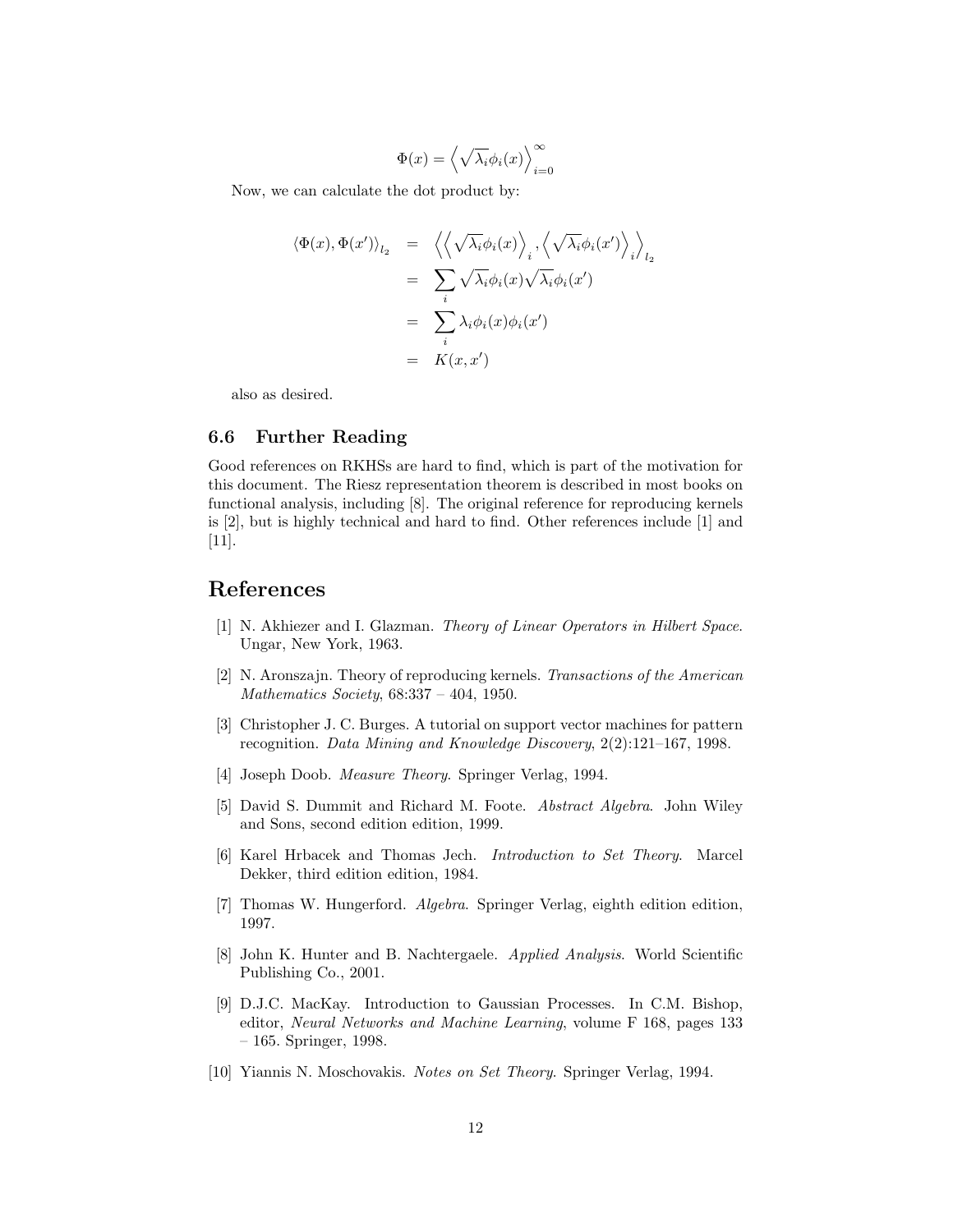$$\Phi(x) = \left\langle \sqrt{\lambda_i}\phi_i(x) \right\rangle_{i=0}^{\infty}$$

Now, we can calculate the dot product by:

$$\begin{aligned}
\langle \Phi(x), \Phi(x') \rangle_{l_2} &= \left\langle \left\langle \sqrt{\lambda_i}\phi_i(x) \right\rangle_i, \left\langle \sqrt{\lambda_i}\phi_i(x') \right\rangle_i \right\rangle_{l_2} \\
&= \sum_i \sqrt{\lambda_i}\phi_i(x)\sqrt{\lambda_i}\phi_i(x') \\
&= \sum_i \lambda_i \phi_i(x)\phi_i(x') \\
&= K(x, x')
\end{aligned}$$

also as desired.

### 6.6 Further Reading

Good references on RKHSs are hard to find, which is part of the motivation for this document. The Riesz representation theorem is described in most books on functional analysis, including [8]. The original reference for reproducing kernels is [2], but is highly technical and hard to find. Other references include [1] and [11].

## References

[1] N. Akhiezer and I. Glazman. *Theory of Linear Operators in Hilbert Space*. Ungar, New York, 1963.

[2] N. Aronszajn. Theory of reproducing kernels. *Transactions of the American Mathematics Society*, 68:337 – 404, 1950.

[3] Christopher J. C. Burges. A tutorial on support vector machines for pattern recognition. *Data Mining and Knowledge Discovery*, 2(2):121–167, 1998.

[4] Joseph Doob. *Measure Theory*. Springer Verlag, 1994.

[5] David S. Dummit and Richard M. Foote. *Abstract Algebra*. John Wiley and Sons, second edition edition, 1999.

[6] Karel Hrbacek and Thomas Jech. *Introduction to Set Theory*. Marcel Dekker, third edition edition, 1984.

[7] Thomas W. Hungerford. *Algebra*. Springer Verlag, eighth edition edition, 1997.

[8] John K. Hunter and B. Nachtergaele. *Applied Analysis*. World Scientific Publishing Co., 2001.

[9] D.J.C. MacKay. Introduction to Gaussian Processes. In C.M. Bishop, editor, *Neural Networks and Machine Learning*, volume F 168, pages 133 – 165. Springer, 1998.

[10] Yiannis N. Moschovakis. *Notes on Set Theory*. Springer Verlag, 1994.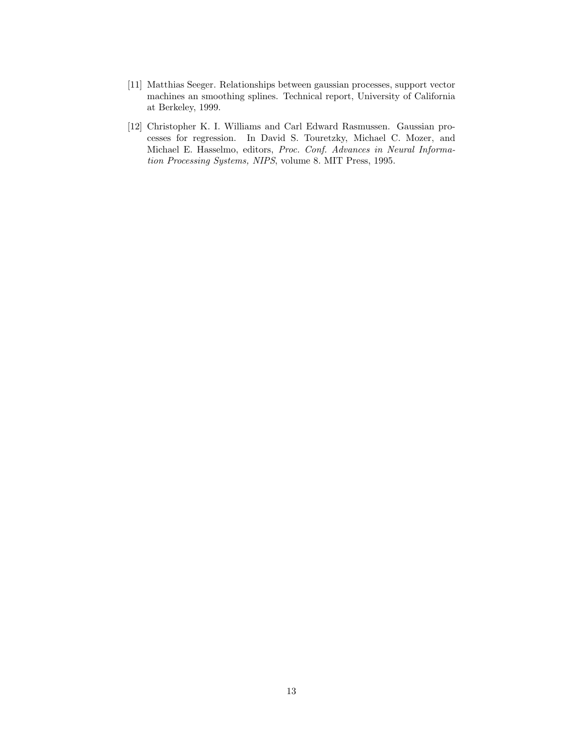[11] Matthias Seeger. Relationships between gaussian processes, support vector machines an smoothing splines. Technical report, University of California at Berkeley, 1999.

[12] Christopher K. I. Williams and Carl Edward Rasmussen. Gaussian processes for regression. In David S. Touretzky, Michael C. Mozer, and Michael E. Hasselmo, editors, *Proc. Conf. Advances in Neural Information Processing Systems, NIPS*, volume 8. MIT Press, 1995.